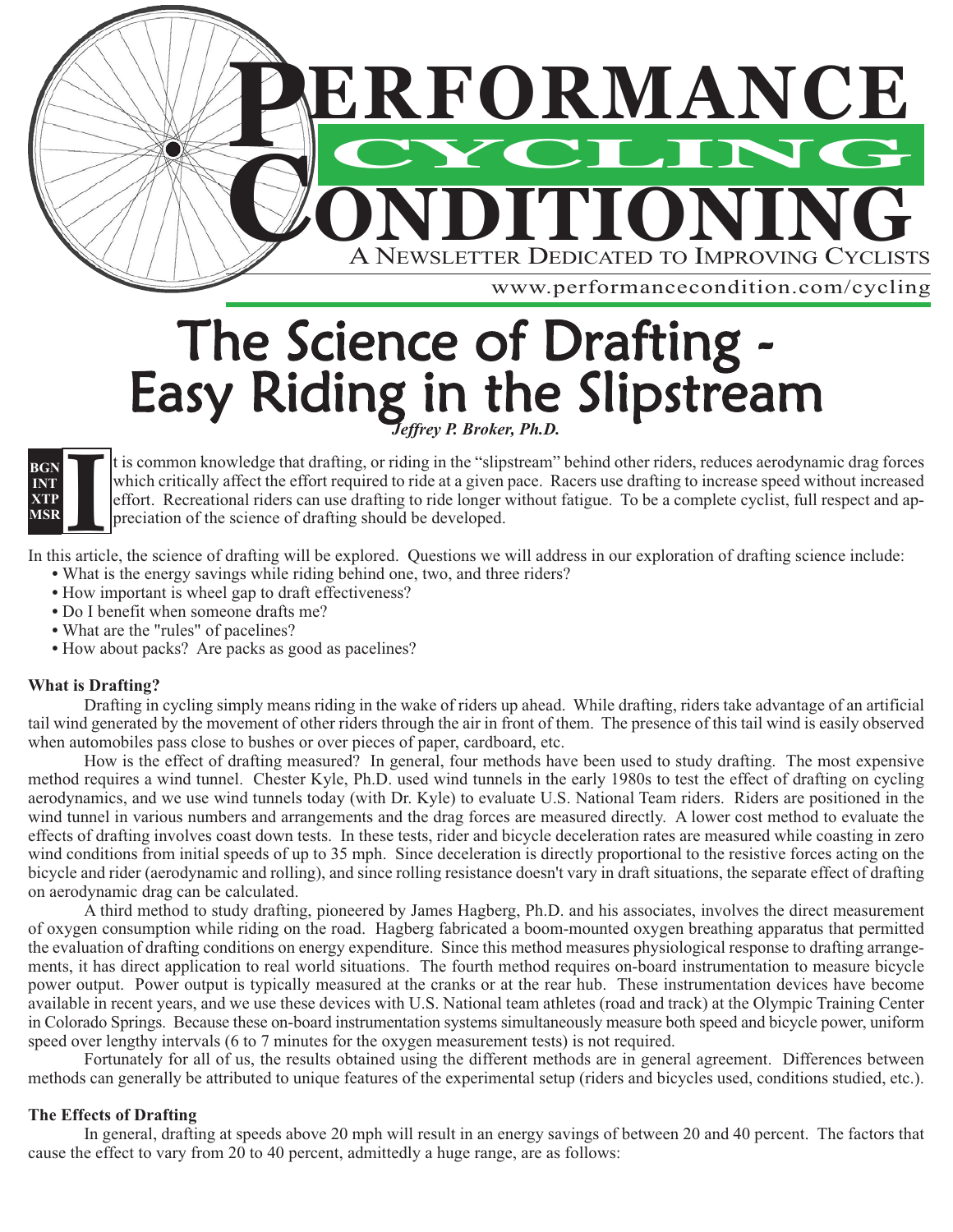# Performance Cycling Conditioning

A Newsletter Dedicated to Improving Cyclists

www.performancecondition.com/cycling

# The Science of Drafting - Easy Riding in the Slipstream

***Jeffrey P. Broker, Ph.D.***

**BGN INT XTP MSR**

It is common knowledge that drafting, or riding in the "slipstream" behind other riders, reduces aerodynamic drag forces which critically affect the effort required to ride at a given pace. Racers use drafting to increase speed without increased effort. Recreational riders can use drafting to ride longer without fatigue. To be a complete cyclist, full respect and appreciation of the science of drafting should be developed.

In this article, the science of drafting will be explored. Questions we will address in our exploration of drafting science include:

- What is the energy savings while riding behind one, two, and three riders?
- How important is wheel gap to draft effectiveness?
- Do I benefit when someone drafts me?
- What are the "rules" of pacelines?
- How about packs? Are packs as good as pacelines?

**What is Drafting?**

Drafting in cycling simply means riding in the wake of riders up ahead. While drafting, riders take advantage of an artificial tail wind generated by the movement of other riders through the air in front of them. The presence of this tail wind is easily observed when automobiles pass close to bushes or over pieces of paper, cardboard, etc.

How is the effect of drafting measured? In general, four methods have been used to study drafting. The most expensive method requires a wind tunnel. Chester Kyle, Ph.D. used wind tunnels in the early 1980s to test the effect of drafting on cycling aerodynamics, and we use wind tunnels today (with Dr. Kyle) to evaluate U.S. National Team riders. Riders are positioned in the wind tunnel in various numbers and arrangements and the drag forces are measured directly. A lower cost method to evaluate the effects of drafting involves coast down tests. In these tests, rider and bicycle deceleration rates are measured while coasting in zero wind conditions from initial speeds of up to 35 mph. Since deceleration is directly proportional to the resistive forces acting on the bicycle and rider (aerodynamic and rolling), and since rolling resistance doesn't vary in draft situations, the separate effect of drafting on aerodynamic drag can be calculated.

A third method to study drafting, pioneered by James Hagberg, Ph.D. and his associates, involves the direct measurement of oxygen consumption while riding on the road. Hagberg fabricated a boom-mounted oxygen breathing apparatus that permitted the evaluation of drafting conditions on energy expenditure. Since this method measures physiological response to drafting arrangements, it has direct application to real world situations. The fourth method requires on-board instrumentation to measure bicycle power output. Power output is typically measured at the cranks or at the rear hub. These instrumentation devices have become available in recent years, and we use these devices with U.S. National team athletes (road and track) at the Olympic Training Center in Colorado Springs. Because these on-board instrumentation systems simultaneously measure both speed and bicycle power, uniform speed over lengthy intervals (6 to 7 minutes for the oxygen measurement tests) is not required.

Fortunately for all of us, the results obtained using the different methods are in general agreement. Differences between methods can generally be attributed to unique features of the experimental setup (riders and bicycles used, conditions studied, etc.).

**The Effects of Drafting**

In general, drafting at speeds above 20 mph will result in an energy savings of between 20 and 40 percent. The factors that cause the effect to vary from 20 to 40 percent, admittedly a huge range, are as follows: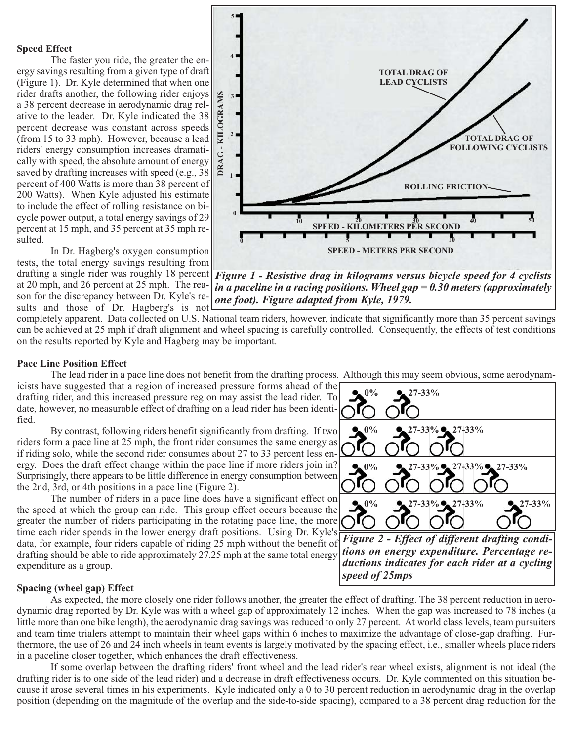**Speed Effect**

The faster you ride, the greater the energy savings resulting from a given type of draft (Figure 1). Dr. Kyle determined that when one rider drafts another, the following rider enjoys a 38 percent decrease in aerodynamic drag relative to the leader. Dr. Kyle indicated the 38 percent decrease was constant across speeds (from 15 to 33 mph). However, because a lead riders' energy consumption increases dramatically with speed, the absolute amount of energy saved by drafting increases with speed (e.g., 38 percent of 400 Watts is more than 38 percent of 200 Watts). When Kyle adjusted his estimate to include the effect of rolling resistance on bicycle power output, a total energy savings of 29 percent at 15 mph, and 35 percent at 35 mph resulted.

In Dr. Hagberg's oxygen consumption tests, the total energy savings resulting from drafting a single rider was roughly 18 percent at 20 mph, and 26 percent at 25 mph. The reason for the discrepancy between Dr. Kyle's results and those of Dr. Hagberg's is not completely apparent. Data collected on U.S. National team riders, however, indicate that significantly more than 35 percent savings can be achieved at 25 mph if draft alignment and wheel spacing is carefully controlled. Consequently, the effects of test conditions on the results reported by Kyle and Hagberg may be important.

*Figure 1 - Resistive drag in kilograms versus bicycle speed for 4 cyclists in a paceline in a racing positions. Wheel gap = 0.30 meters (approximately one foot). Figure adapted from Kyle, 1979.*

**Pace Line Position Effect**

The lead rider in a pace line does not benefit from the drafting process. Although this may seem obvious, some aerodynamicists have suggested that a region of increased pressure forms ahead of the drafting rider, and this increased pressure region may assist the lead rider. To date, however, no measurable effect of drafting on a lead rider has been identified.

By contrast, following riders benefit significantly from drafting. If two riders form a pace line at 25 mph, the front rider consumes the same energy as if riding solo, while the second rider consumes about 27 to 33 percent less energy. Does the draft effect change within the pace line if more riders join in? Surprisingly, there appears to be little difference in energy consumption between the 2nd, 3rd, or 4th positions in a pace line (Figure 2).

The number of riders in a pace line does have a significant effect on the speed at which the group can ride. This group effect occurs because the greater the number of riders participating in the rotating pace line, the more time each rider spends in the lower energy draft positions. Using Dr. Kyle's data, for example, four riders capable of riding 25 mph without the benefit of drafting should be able to ride approximately 27.25 mph at the same total energy expenditure as a group.

*Figure 2 - Effect of different drafting conditions on energy expenditure. Percentage reductions indicates for each rider at a cycling speed of 25mps*

**Spacing (wheel gap) Effect**

As expected, the more closely one rider follows another, the greater the effect of drafting. The 38 percent reduction in aerodynamic drag reported by Dr. Kyle was with a wheel gap of approximately 12 inches. When the gap was increased to 78 inches (a little more than one bike length), the aerodynamic drag savings was reduced to only 27 percent. At world class levels, team pursuiters and team time trialers attempt to maintain their wheel gaps within 6 inches to maximize the advantage of close-gap drafting. Furthermore, the use of 26 and 24 inch wheels in team events is largely motivated by the spacing effect, i.e., smaller wheels place riders in a paceline closer together, which enhances the draft effectiveness.

If some overlap between the drafting riders' front wheel and the lead rider's rear wheel exists, alignment is not ideal (the drafting rider is to one side of the lead rider) and a decrease in draft effectiveness occurs. Dr. Kyle commented on this situation because it arose several times in his experiments. Kyle indicated only a 0 to 30 percent reduction in aerodynamic drag in the overlap position (depending on the magnitude of the overlap and the side-to-side spacing), compared to a 38 percent drag reduction for the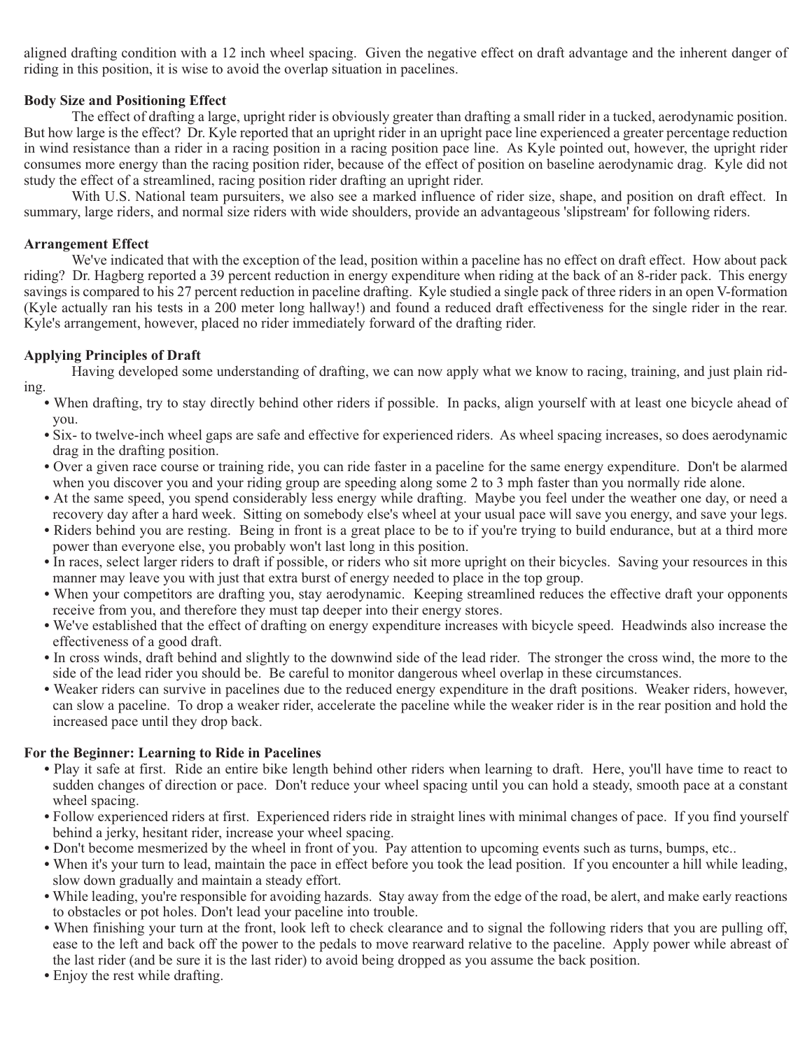aligned drafting condition with a 12 inch wheel spacing. Given the negative effect on draft advantage and the inherent danger of riding in this position, it is wise to avoid the overlap situation in pacelines.

**Body Size and Positioning Effect**

The effect of drafting a large, upright rider is obviously greater than drafting a small rider in a tucked, aerodynamic position. But how large is the effect? Dr. Kyle reported that an upright rider in an upright pace line experienced a greater percentage reduction in wind resistance than a rider in a racing position in a racing position pace line. As Kyle pointed out, however, the upright rider consumes more energy than the racing position rider, because of the effect of position on baseline aerodynamic drag. Kyle did not study the effect of a streamlined, racing position rider drafting an upright rider.

With U.S. National team pursuiters, we also see a marked influence of rider size, shape, and position on draft effect. In summary, large riders, and normal size riders with wide shoulders, provide an advantageous 'slipstream' for following riders.

**Arrangement Effect**

We've indicated that with the exception of the lead, position within a paceline has no effect on draft effect. How about pack riding? Dr. Hagberg reported a 39 percent reduction in energy expenditure when riding at the back of an 8-rider pack. This energy savings is compared to his 27 percent reduction in paceline drafting. Kyle studied a single pack of three riders in an open V-formation (Kyle actually ran his tests in a 200 meter long hallway!) and found a reduced draft effectiveness for the single rider in the rear. Kyle's arrangement, however, placed no rider immediately forward of the drafting rider.

**Applying Principles of Draft**

Having developed some understanding of drafting, we can now apply what we know to racing, training, and just plain riding.

- When drafting, try to stay directly behind other riders if possible. In packs, align yourself with at least one bicycle ahead of you.
- Six- to twelve-inch wheel gaps are safe and effective for experienced riders. As wheel spacing increases, so does aerodynamic drag in the drafting position.
- Over a given race course or training ride, you can ride faster in a paceline for the same energy expenditure. Don't be alarmed when you discover you and your riding group are speeding along some 2 to 3 mph faster than you normally ride alone.
- At the same speed, you spend considerably less energy while drafting. Maybe you feel under the weather one day, or need a recovery day after a hard week. Sitting on somebody else's wheel at your usual pace will save you energy, and save your legs.
- Riders behind you are resting. Being in front is a great place to be to if you're trying to build endurance, but at a third more power than everyone else, you probably won't last long in this position.
- In races, select larger riders to draft if possible, or riders who sit more upright on their bicycles. Saving your resources in this manner may leave you with just that extra burst of energy needed to place in the top group.
- When your competitors are drafting you, stay aerodynamic. Keeping streamlined reduces the effective draft your opponents receive from you, and therefore they must tap deeper into their energy stores.
- We've established that the effect of drafting on energy expenditure increases with bicycle speed. Headwinds also increase the effectiveness of a good draft.
- In cross winds, draft behind and slightly to the downwind side of the lead rider. The stronger the cross wind, the more to the side of the lead rider you should be. Be careful to monitor dangerous wheel overlap in these circumstances.
- Weaker riders can survive in pacelines due to the reduced energy expenditure in the draft positions. Weaker riders, however, can slow a paceline. To drop a weaker rider, accelerate the paceline while the weaker rider is in the rear position and hold the increased pace until they drop back.

**For the Beginner: Learning to Ride in Pacelines**

- Play it safe at first. Ride an entire bike length behind other riders when learning to draft. Here, you'll have time to react to sudden changes of direction or pace. Don't reduce your wheel spacing until you can hold a steady, smooth pace at a constant wheel spacing.
- Follow experienced riders at first. Experienced riders ride in straight lines with minimal changes of pace. If you find yourself behind a jerky, hesitant rider, increase your wheel spacing.
- Don't become mesmerized by the wheel in front of you. Pay attention to upcoming events such as turns, bumps, etc..
- When it's your turn to lead, maintain the pace in effect before you took the lead position. If you encounter a hill while leading, slow down gradually and maintain a steady effort.
- While leading, you're responsible for avoiding hazards. Stay away from the edge of the road, be alert, and make early reactions to obstacles or pot holes. Don't lead your paceline into trouble.
- When finishing your turn at the front, look left to check clearance and to signal the following riders that you are pulling off, ease to the left and back off the power to the pedals to move rearward relative to the paceline. Apply power while abreast of the last rider (and be sure it is the last rider) to avoid being dropped as you assume the back position.
- Enjoy the rest while drafting.